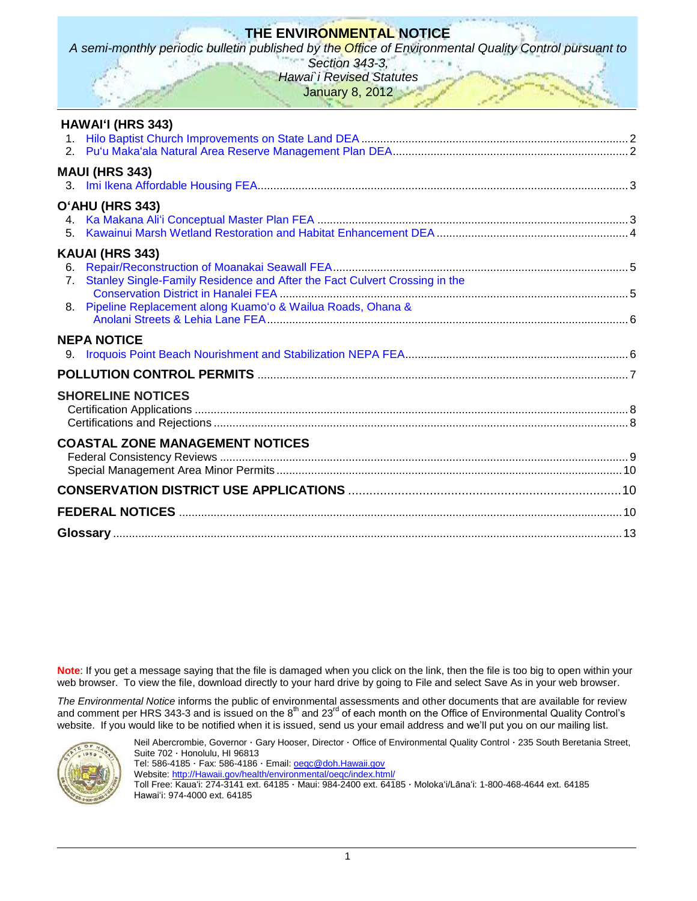# THE ENVIRONMENTAL NOTICE

*A semi-monthly periodic bulletin published by the Office of Environmental Quality Control pursuant to Section 343-3, Hawai`i Revised Statutes*

January 8, 2012

## HAWAIʻI (HRS 343)

1. Hilo Baptist Church Improvements on State Land DEA .......... 2
2. Puʻu Makaʻala Natural Area Reserve Management Plan DEA .......... 2

## MAUI (HRS 343)

3. Imi Ikena Affordable Housing FEA .......... 3

## OʻAHU (HRS 343)

4. Ka Makana Aliʻi Conceptual Master Plan FEA .......... 3
5. Kawainui Marsh Wetland Restoration and Habitat Enhancement DEA .......... 4

## KAUAI (HRS 343)

6. Repair/Reconstruction of Moanakai Seawall FEA .......... 5
7. Stanley Single-Family Residence and After the Fact Culvert Crossing in the Conservation District in Hanalei FEA .......... 5
8. Pipeline Replacement along Kuamoʻo & Wailua Roads, Ohana & Anolani Streets & Lehia Lane FEA .......... 6

## NEPA NOTICE

9. Iroquois Point Beach Nourishment and Stabilization NEPA FEA .......... 6

## POLLUTION CONTROL PERMITS .......... 7

## SHORELINE NOTICES

Certification Applications .......... 8
Certifications and Rejections .......... 8

## COASTAL ZONE MANAGEMENT NOTICES

Federal Consistency Reviews .......... 9
Special Management Area Minor Permits .......... 10

## CONSERVATION DISTRICT USE APPLICATIONS .......... 10

## FEDERAL NOTICES .......... 10

## Glossary .......... 13

**Note**: If you get a message saying that the file is damaged when you click on the link, then the file is too big to open within your web browser. To view the file, download directly to your hard drive by going to File and select Save As in your web browser.

*The Environmental Notice* informs the public of environmental assessments and other documents that are available for review and comment per HRS 343-3 and is issued on the 8th and 23rd of each month on the Office of Environmental Quality Control's website. If you would like to be notified when it is issued, send us your email address and we'll put you on our mailing list.

Neil Abercrombie, Governor · Gary Hooser, Director · Office of Environmental Quality Control · 235 South Beretania Street, Suite 702 · Honolulu, HI 96813
Tel: 586-4185 · Fax: 586-4186 · Email: oeqc@doh.Hawaii.gov
Website: http://Hawaii.gov/health/environmental/oeqc/index.html/
Toll Free: Kauaʻi: 274-3141 ext. 64185 · Maui: 984-2400 ext. 64185 · Molokaʻi/Lānaʻi: 1-800-468-4644 ext. 64185
Hawaiʻi: 974-4000 ext. 64185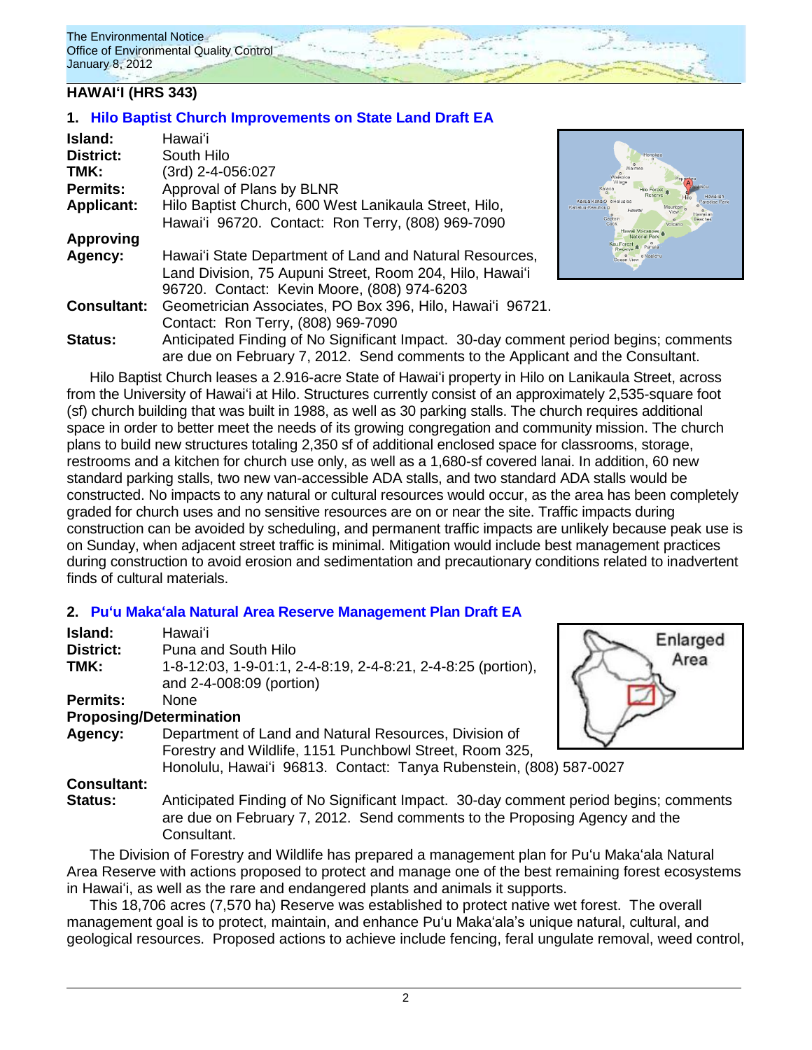## HAWAIʻI (HRS 343)

### 1. Hilo Baptist Church Improvements on State Land Draft EA

**Island:** Hawaiʻi
**District:** South Hilo
**TMK:** (3rd) 2-4-056:027
**Permits:** Approval of Plans by BLNR
**Applicant:** Hilo Baptist Church, 600 West Lanikaula Street, Hilo, Hawaiʻi 96720. Contact: Ron Terry, (808) 969-7090
**Approving Agency:** Hawaiʻi State Department of Land and Natural Resources, Land Division, 75 Aupuni Street, Room 204, Hilo, Hawaiʻi 96720. Contact: Kevin Moore, (808) 974-6203
**Consultant:** Geometrician Associates, PO Box 396, Hilo, Hawaiʻi 96721. Contact: Ron Terry, (808) 969-7090
**Status:** Anticipated Finding of No Significant Impact. 30-day comment period begins; comments are due on February 7, 2012. Send comments to the Applicant and the Consultant.

Hilo Baptist Church leases a 2.916-acre State of Hawaiʻi property in Hilo on Lanikaula Street, across from the University of Hawaiʻi at Hilo. Structures currently consist of an approximately 2,535-square foot (sf) church building that was built in 1988, as well as 30 parking stalls. The church requires additional space in order to better meet the needs of its growing congregation and community mission. The church plans to build new structures totaling 2,350 sf of additional enclosed space for classrooms, storage, restrooms and a kitchen for church use only, as well as a 1,680-sf covered lanai. In addition, 60 new standard parking stalls, two new van-accessible ADA stalls, and two standard ADA stalls would be constructed. No impacts to any natural or cultural resources would occur, as the area has been completely graded for church uses and no sensitive resources are on or near the site. Traffic impacts during construction can be avoided by scheduling, and permanent traffic impacts are unlikely because peak use is on Sunday, when adjacent street traffic is minimal. Mitigation would include best management practices during construction to avoid erosion and sedimentation and precautionary conditions related to inadvertent finds of cultural materials.

### 2. Puʻu Makaʻala Natural Area Reserve Management Plan Draft EA

**Island:** Hawaiʻi
**District:** Puna and South Hilo
**TMK:** 1-8-12:03, 1-9-01:1, 2-4-8:19, 2-4-8:21, 2-4-8:25 (portion), and 2-4-008:09 (portion)
**Permits:** None
**Proposing/Determination Agency:** Department of Land and Natural Resources, Division of Forestry and Wildlife, 1151 Punchbowl Street, Room 325, Honolulu, Hawaiʻi 96813. Contact: Tanya Rubenstein, (808) 587-0027
**Consultant:**
**Status:** Anticipated Finding of No Significant Impact. 30-day comment period begins; comments are due on February 7, 2012. Send comments to the Proposing Agency and the Consultant.

The Division of Forestry and Wildlife has prepared a management plan for Puʻu Makaʻala Natural Area Reserve with actions proposed to protect and manage one of the best remaining forest ecosystems in Hawaiʻi, as well as the rare and endangered plants and animals it supports.

This 18,706 acres (7,570 ha) Reserve was established to protect native wet forest. The overall management goal is to protect, maintain, and enhance Puʻu Makaʻala's unique natural, cultural, and geological resources. Proposed actions to achieve include fencing, feral ungulate removal, weed control,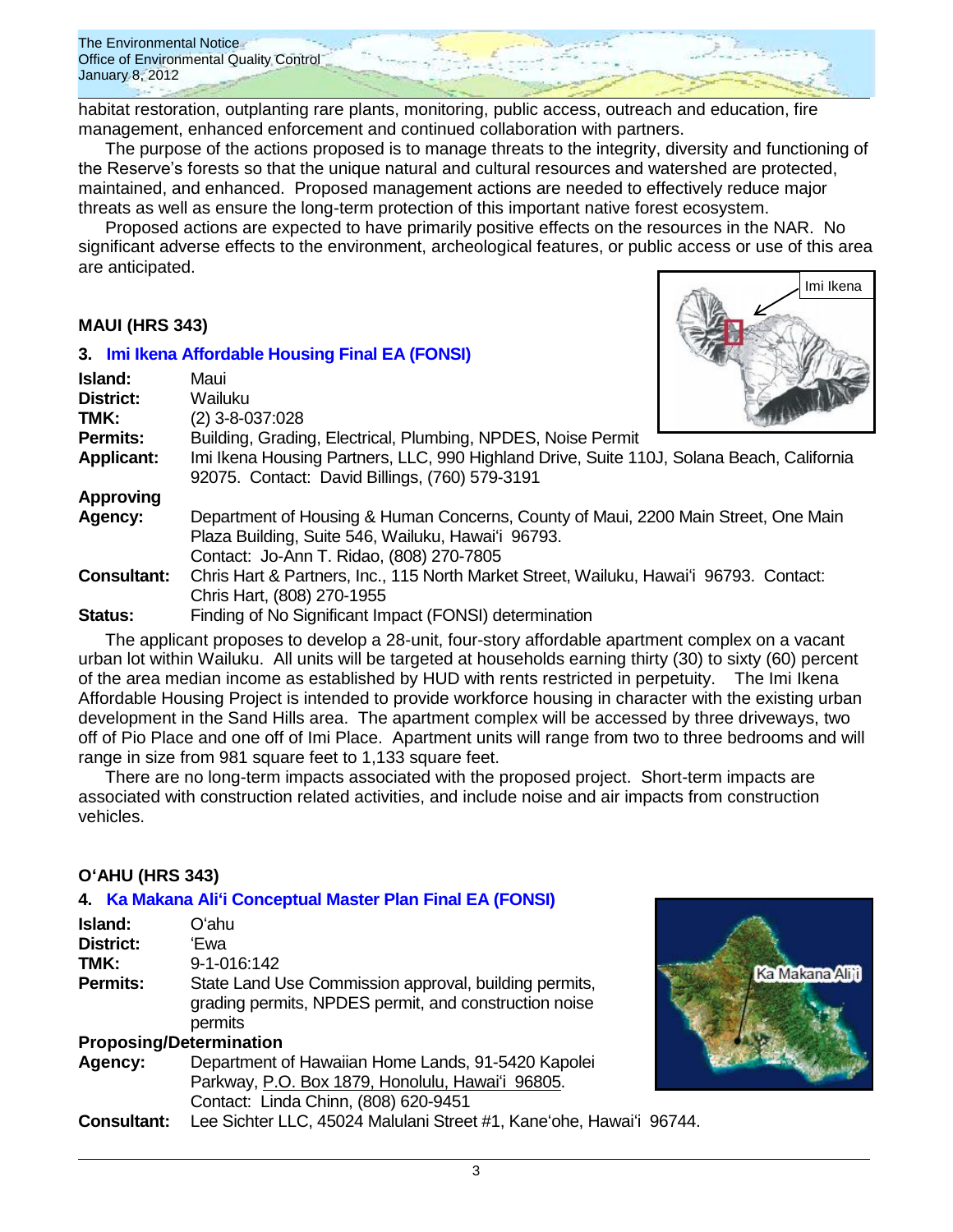habitat restoration, outplanting rare plants, monitoring, public access, outreach and education, fire management, enhanced enforcement and continued collaboration with partners.

The purpose of the actions proposed is to manage threats to the integrity, diversity and functioning of the Reserve's forests so that the unique natural and cultural resources and watershed are protected, maintained, and enhanced. Proposed management actions are needed to effectively reduce major threats as well as ensure the long-term protection of this important native forest ecosystem.

Proposed actions are expected to have primarily positive effects on the resources in the NAR. No significant adverse effects to the environment, archeological features, or public access or use of this area are anticipated.

## MAUI (HRS 343)

### 3. Imi Ikena Affordable Housing Final EA (FONSI)

**Island:** Maui
**District:** Wailuku
**TMK:** (2) 3-8-037:028
**Permits:** Building, Grading, Electrical, Plumbing, NPDES, Noise Permit
**Applicant:** Imi Ikena Housing Partners, LLC, 990 Highland Drive, Suite 110J, Solana Beach, California 92075. Contact: David Billings, (760) 579-3191
**Approving Agency:** Department of Housing & Human Concerns, County of Maui, 2200 Main Street, One Main Plaza Building, Suite 546, Wailuku, Hawaiʻi 96793. Contact: Jo-Ann T. Ridao, (808) 270-7805
**Consultant:** Chris Hart & Partners, Inc., 115 North Market Street, Wailuku, Hawaiʻi 96793. Contact: Chris Hart, (808) 270-1955
**Status:** Finding of No Significant Impact (FONSI) determination

The applicant proposes to develop a 28-unit, four-story affordable apartment complex on a vacant urban lot within Wailuku. All units will be targeted at households earning thirty (30) to sixty (60) percent of the area median income as established by HUD with rents restricted in perpetuity. The Imi Ikena Affordable Housing Project is intended to provide workforce housing in character with the existing urban development in the Sand Hills area. The apartment complex will be accessed by three driveways, two off of Pio Place and one off of Imi Place. Apartment units will range from two to three bedrooms and will range in size from 981 square feet to 1,133 square feet.

There are no long-term impacts associated with the proposed project. Short-term impacts are associated with construction related activities, and include noise and air impacts from construction vehicles.

## OʻAHU (HRS 343)

### 4. Ka Makana Aliʻi Conceptual Master Plan Final EA (FONSI)

**Island:** Oʻahu
**District:** ʻEwa
**TMK:** 9-1-016:142
**Permits:** State Land Use Commission approval, building permits, grading permits, NPDES permit, and construction noise permits
**Proposing/Determination Agency:** Department of Hawaiian Home Lands, 91-5420 Kapolei Parkway, P.O. Box 1879, Honolulu, Hawaiʻi 96805. Contact: Linda Chinn, (808) 620-9451
**Consultant:** Lee Sichter LLC, 45024 Malulani Street #1, Kaneʻohe, Hawaiʻi 96744.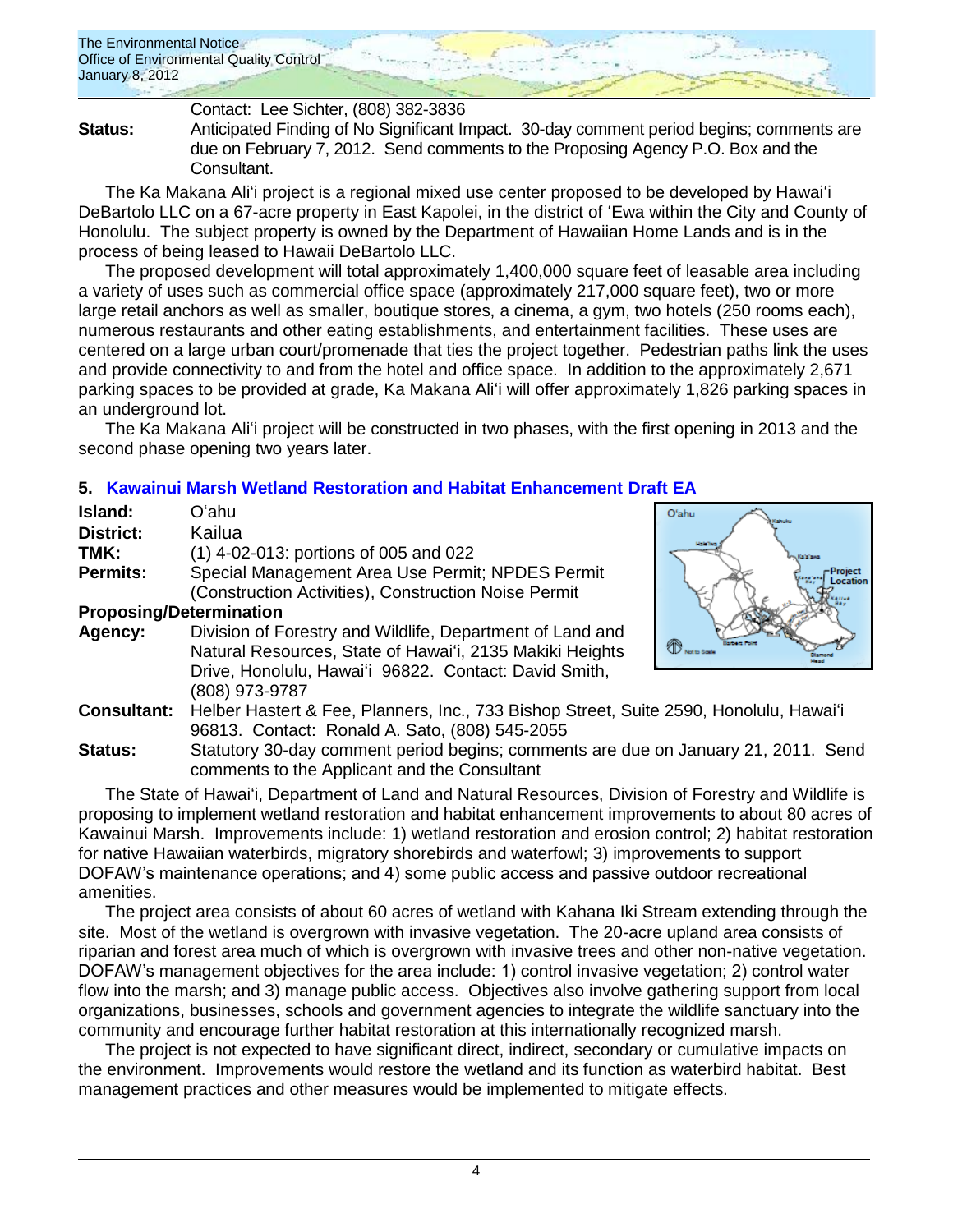Contact: Lee Sichter, (808) 382-3836

**Status:** Anticipated Finding of No Significant Impact. 30-day comment period begins; comments are due on February 7, 2012. Send comments to the Proposing Agency P.O. Box and the Consultant.

The Ka Makana Ali'i project is a regional mixed use center proposed to be developed by Hawai'i DeBartolo LLC on a 67-acre property in East Kapolei, in the district of 'Ewa within the City and County of Honolulu. The subject property is owned by the Department of Hawaiian Home Lands and is in the process of being leased to Hawaii DeBartolo LLC.

The proposed development will total approximately 1,400,000 square feet of leasable area including a variety of uses such as commercial office space (approximately 217,000 square feet), two or more large retail anchors as well as smaller, boutique stores, a cinema, a gym, two hotels (250 rooms each), numerous restaurants and other eating establishments, and entertainment facilities. These uses are centered on a large urban court/promenade that ties the project together. Pedestrian paths link the uses and provide connectivity to and from the hotel and office space. In addition to the approximately 2,671 parking spaces to be provided at grade, Ka Makana Ali'i will offer approximately 1,826 parking spaces in an underground lot.

The Ka Makana Ali'i project will be constructed in two phases, with the first opening in 2013 and the second phase opening two years later.

## 5. Kawainui Marsh Wetland Restoration and Habitat Enhancement Draft EA

**Island:** O'ahu

**District:** Kailua

**TMK:** (1) 4-02-013: portions of 005 and 022

**Permits:** Special Management Area Use Permit; NPDES Permit (Construction Activities), Construction Noise Permit

**Proposing/Determination Agency:** Division of Forestry and Wildlife, Department of Land and Natural Resources, State of Hawai'i, 2135 Makiki Heights Drive, Honolulu, Hawai'i 96822. Contact: David Smith, (808) 973-9787

**Consultant:** Helber Hastert & Fee, Planners, Inc., 733 Bishop Street, Suite 2590, Honolulu, Hawai'i 96813. Contact: Ronald A. Sato, (808) 545-2055

**Status:** Statutory 30-day comment period begins; comments are due on January 21, 2011. Send comments to the Applicant and the Consultant

The State of Hawai'i, Department of Land and Natural Resources, Division of Forestry and Wildlife is proposing to implement wetland restoration and habitat enhancement improvements to about 80 acres of Kawainui Marsh. Improvements include: 1) wetland restoration and erosion control; 2) habitat restoration for native Hawaiian waterbirds, migratory shorebirds and waterfowl; 3) improvements to support DOFAW's maintenance operations; and 4) some public access and passive outdoor recreational amenities.

The project area consists of about 60 acres of wetland with Kahana Iki Stream extending through the site. Most of the wetland is overgrown with invasive vegetation. The 20-acre upland area consists of riparian and forest area much of which is overgrown with invasive trees and other non-native vegetation. DOFAW's management objectives for the area include: 1) control invasive vegetation; 2) control water flow into the marsh; and 3) manage public access. Objectives also involve gathering support from local organizations, businesses, schools and government agencies to integrate the wildlife sanctuary into the community and encourage further habitat restoration at this internationally recognized marsh.

The project is not expected to have significant direct, indirect, secondary or cumulative impacts on the environment. Improvements would restore the wetland and its function as waterbird habitat. Best management practices and other measures would be implemented to mitigate effects.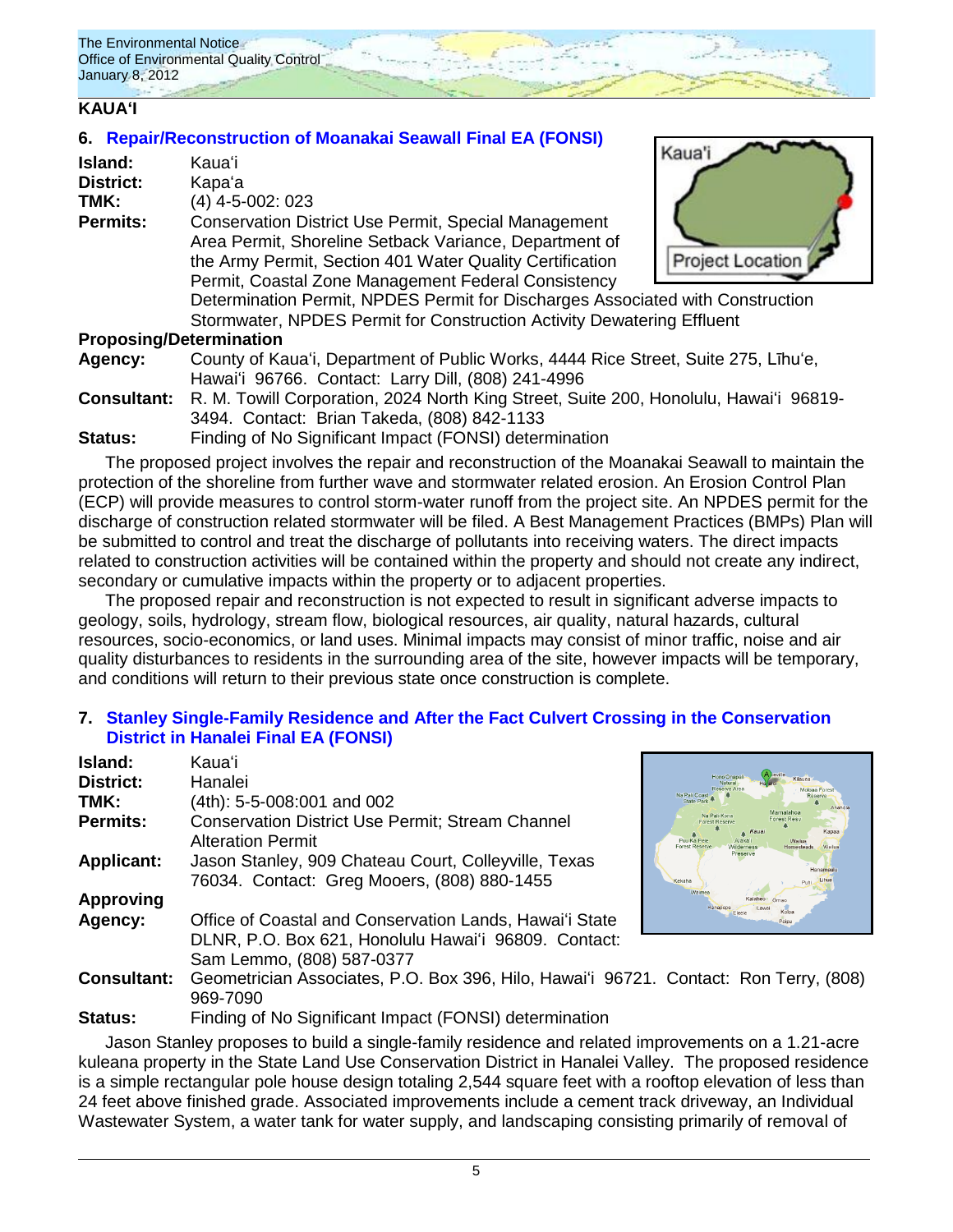## KAUAʻI

### 6. Repair/Reconstruction of Moanakai Seawall Final EA (FONSI)

**Island:** Kauaʻi
**District:** Kapaʻa
**TMK:** (4) 4-5-002: 023
**Permits:** Conservation District Use Permit, Special Management Area Permit, Shoreline Setback Variance, Department of the Army Permit, Section 401 Water Quality Certification Permit, Coastal Zone Management Federal Consistency Determination Permit, NPDES Permit for Discharges Associated with Construction Stormwater, NPDES Permit for Construction Activity Dewatering Effluent

**Proposing/Determination Agency:** County of Kauaʻi, Department of Public Works, 4444 Rice Street, Suite 275, Līhuʻe, Hawaiʻi 96766. Contact: Larry Dill, (808) 241-4996
**Consultant:** R. M. Towill Corporation, 2024 North King Street, Suite 200, Honolulu, Hawaiʻi 96819-3494. Contact: Brian Takeda, (808) 842-1133
**Status:** Finding of No Significant Impact (FONSI) determination

The proposed project involves the repair and reconstruction of the Moanakai Seawall to maintain the protection of the shoreline from further wave and stormwater related erosion. An Erosion Control Plan (ECP) will provide measures to control storm-water runoff from the project site. An NPDES permit for the discharge of construction related stormwater will be filed. A Best Management Practices (BMPs) Plan will be submitted to control and treat the discharge of pollutants into receiving waters. The direct impacts related to construction activities will be contained within the property and should not create any indirect, secondary or cumulative impacts within the property or to adjacent properties.

The proposed repair and reconstruction is not expected to result in significant adverse impacts to geology, soils, hydrology, stream flow, biological resources, air quality, natural hazards, cultural resources, socio-economics, or land uses. Minimal impacts may consist of minor traffic, noise and air quality disturbances to residents in the surrounding area of the site, however impacts will be temporary, and conditions will return to their previous state once construction is complete.

### 7. Stanley Single-Family Residence and After the Fact Culvert Crossing in the Conservation District in Hanalei Final EA (FONSI)

**Island:** Kauaʻi
**District:** Hanalei
**TMK:** (4th): 5-5-008:001 and 002
**Permits:** Conservation District Use Permit; Stream Channel Alteration Permit
**Applicant:** Jason Stanley, 909 Chateau Court, Colleyville, Texas 76034. Contact: Greg Mooers, (808) 880-1455
**Approving Agency:** Office of Coastal and Conservation Lands, Hawaiʻi State DLNR, P.O. Box 621, Honolulu Hawaiʻi 96809. Contact: Sam Lemmo, (808) 587-0377
**Consultant:** Geometrician Associates, P.O. Box 396, Hilo, Hawaiʻi 96721. Contact: Ron Terry, (808) 969-7090
**Status:** Finding of No Significant Impact (FONSI) determination

Jason Stanley proposes to build a single-family residence and related improvements on a 1.21-acre kuleana property in the State Land Use Conservation District in Hanalei Valley. The proposed residence is a simple rectangular pole house design totaling 2,544 square feet with a rooftop elevation of less than 24 feet above finished grade. Associated improvements include a cement track driveway, an Individual Wastewater System, a water tank for water supply, and landscaping consisting primarily of removal of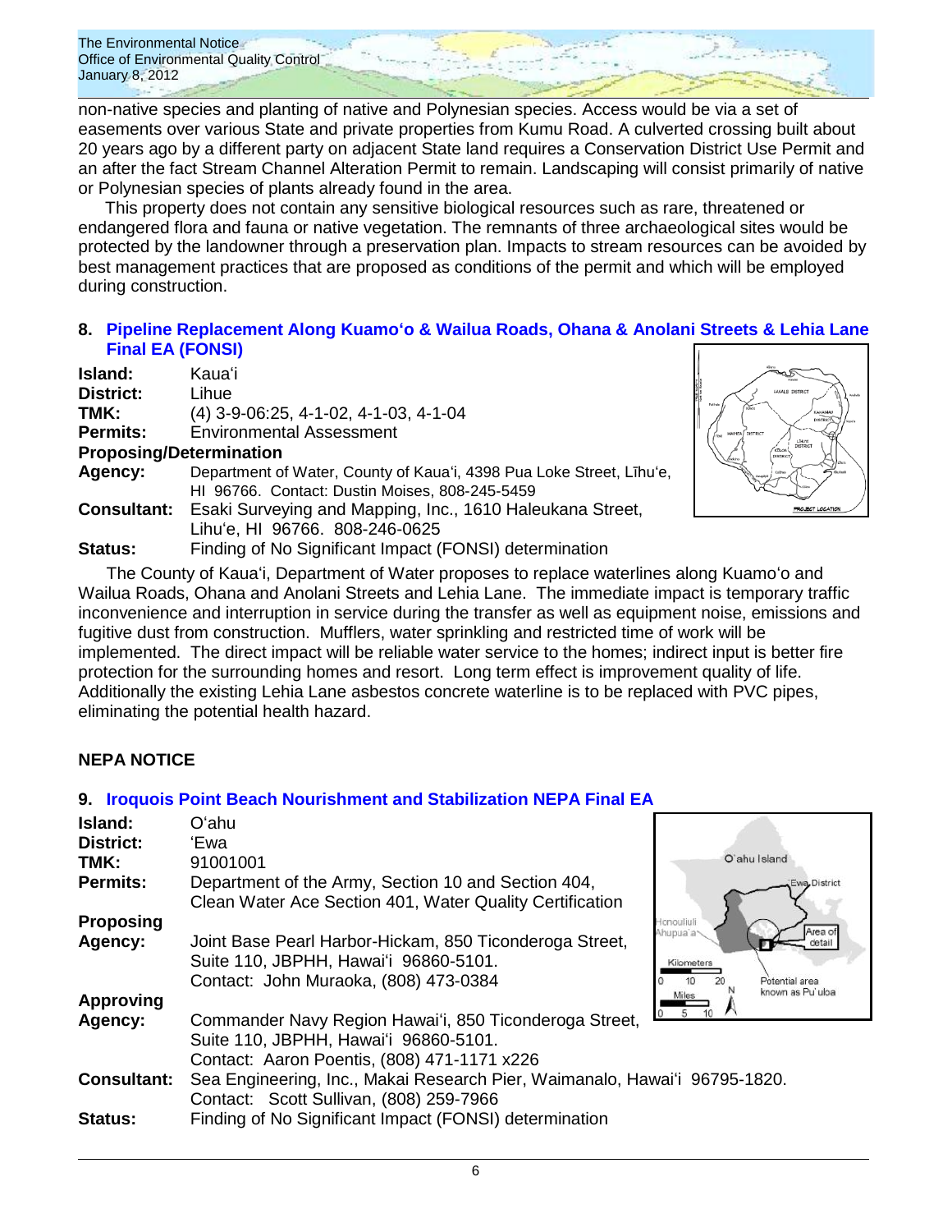non-native species and planting of native and Polynesian species. Access would be via a set of easements over various State and private properties from Kumu Road. A culverted crossing built about 20 years ago by a different party on adjacent State land requires a Conservation District Use Permit and an after the fact Stream Channel Alteration Permit to remain. Landscaping will consist primarily of native or Polynesian species of plants already found in the area.

This property does not contain any sensitive biological resources such as rare, threatened or endangered flora and fauna or native vegetation. The remnants of three archaeological sites would be protected by the landowner through a preservation plan. Impacts to stream resources can be avoided by best management practices that are proposed as conditions of the permit and which will be employed during construction.

## 8. Pipeline Replacement Along Kuamoʻo & Wailua Roads, Ohana & Anolani Streets & Lehia Lane Final EA (FONSI)

**Island:** Kauaʻi
**District:** Lihue
**TMK:** (4) 3-9-06:25, 4-1-02, 4-1-03, 4-1-04
**Permits:** Environmental Assessment
**Proposing/Determination**
**Agency:** Department of Water, County of Kauaʻi, 4398 Pua Loke Street, Līhuʻe, HI 96766. Contact: Dustin Moises, 808-245-5459
**Consultant:** Esaki Surveying and Mapping, Inc., 1610 Haleukana Street, Lihuʻe, HI 96766. 808-246-0625
**Status:** Finding of No Significant Impact (FONSI) determination

The County of Kauaʻi, Department of Water proposes to replace waterlines along Kuamoʻo and Wailua Roads, Ohana and Anolani Streets and Lehia Lane. The immediate impact is temporary traffic inconvenience and interruption in service during the transfer as well as equipment noise, emissions and fugitive dust from construction. Mufflers, water sprinkling and restricted time of work will be implemented. The direct impact will be reliable water service to the homes; indirect input is better fire protection for the surrounding homes and resort. Long term effect is improvement quality of life. Additionally the existing Lehia Lane asbestos concrete waterline is to be replaced with PVC pipes, eliminating the potential health hazard.

## NEPA NOTICE

## 9. Iroquois Point Beach Nourishment and Stabilization NEPA Final EA

**Island:** Oʻahu
**District:** ʻEwa
**TMK:** 91001001
**Permits:** Department of the Army, Section 10 and Section 404, Clean Water Ace Section 401, Water Quality Certification
**Proposing**
**Agency:** Joint Base Pearl Harbor-Hickam, 850 Ticonderoga Street, Suite 110, JBPHH, Hawaiʻi 96860-5101. Contact: John Muraoka, (808) 473-0384
**Approving**
**Agency:** Commander Navy Region Hawaiʻi, 850 Ticonderoga Street, Suite 110, JBPHH, Hawaiʻi 96860-5101. Contact: Aaron Poentis, (808) 471-1171 x226
**Consultant:** Sea Engineering, Inc., Makai Research Pier, Waimanalo, Hawaiʻi 96795-1820. Contact: Scott Sullivan, (808) 259-7966
**Status:** Finding of No Significant Impact (FONSI) determination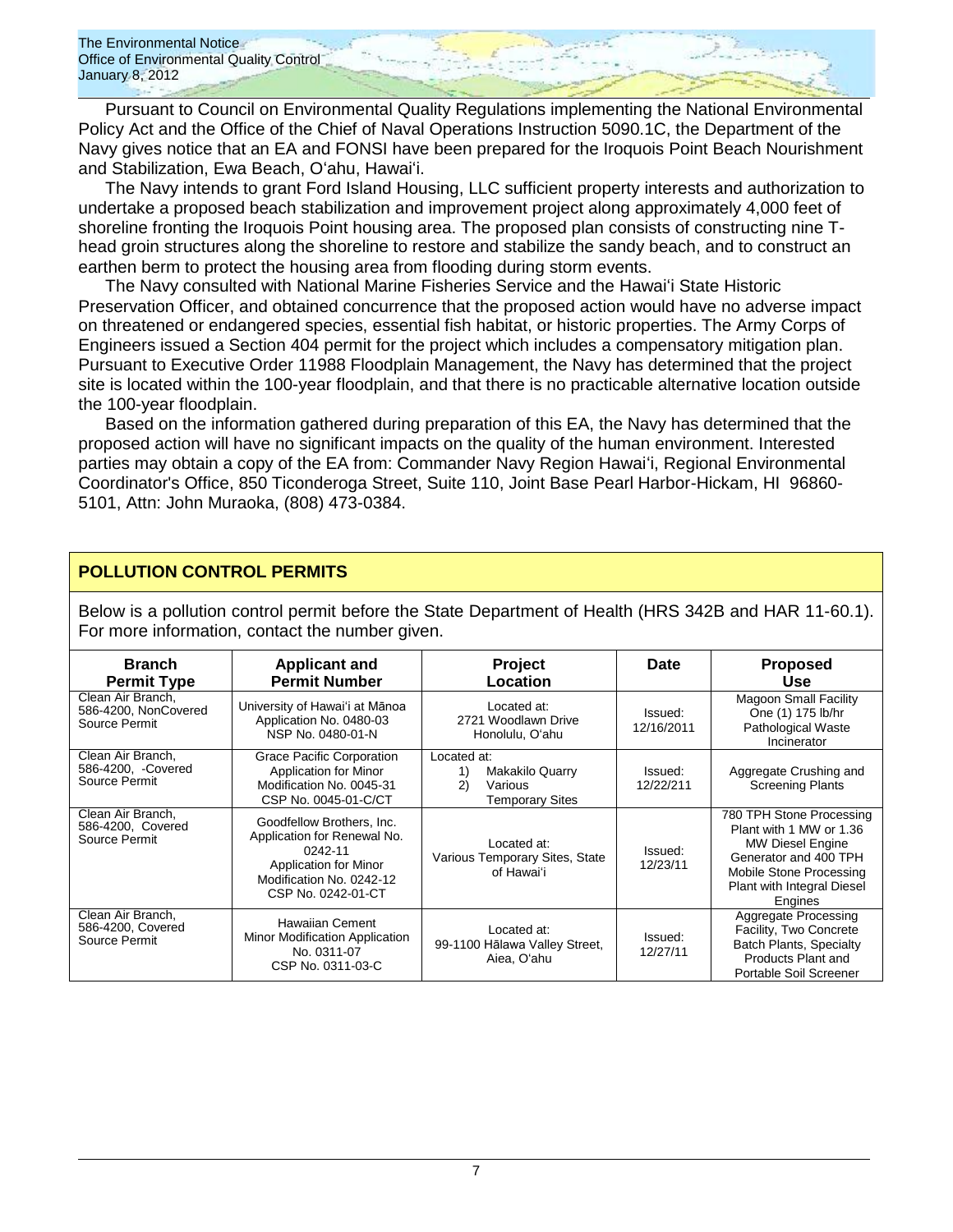Pursuant to Council on Environmental Quality Regulations implementing the National Environmental Policy Act and the Office of the Chief of Naval Operations Instruction 5090.1C, the Department of the Navy gives notice that an EA and FONSI have been prepared for the Iroquois Point Beach Nourishment and Stabilization, Ewa Beach, Oʻahu, Hawaiʻi.

The Navy intends to grant Ford Island Housing, LLC sufficient property interests and authorization to undertake a proposed beach stabilization and improvement project along approximately 4,000 feet of shoreline fronting the Iroquois Point housing area. The proposed plan consists of constructing nine T-head groin structures along the shoreline to restore and stabilize the sandy beach, and to construct an earthen berm to protect the housing area from flooding during storm events.

The Navy consulted with National Marine Fisheries Service and the Hawaiʻi State Historic Preservation Officer, and obtained concurrence that the proposed action would have no adverse impact on threatened or endangered species, essential fish habitat, or historic properties. The Army Corps of Engineers issued a Section 404 permit for the project which includes a compensatory mitigation plan. Pursuant to Executive Order 11988 Floodplain Management, the Navy has determined that the project site is located within the 100-year floodplain, and that there is no practicable alternative location outside the 100-year floodplain.

Based on the information gathered during preparation of this EA, the Navy has determined that the proposed action will have no significant impacts on the quality of the human environment. Interested parties may obtain a copy of the EA from: Commander Navy Region Hawaiʻi, Regional Environmental Coordinator's Office, 850 Ticonderoga Street, Suite 110, Joint Base Pearl Harbor-Hickam, HI 96860-5101, Attn: John Muraoka, (808) 473-0384.

## POLLUTION CONTROL PERMITS

Below is a pollution control permit before the State Department of Health (HRS 342B and HAR 11-60.1). For more information, contact the number given.

| Branch Permit Type | Applicant and Permit Number | Project Location | Date | Proposed Use |
|---|---|---|---|---|
| Clean Air Branch, 586-4200, NonCovered Source Permit | University of Hawaiʻi at Mānoa Application No. 0480-03 NSP No. 0480-01-N | Located at: 2721 Woodlawn Drive Honolulu, Oʻahu | Issued: 12/16/2011 | Magoon Small Facility One (1) 175 lb/hr Pathological Waste Incinerator |
| Clean Air Branch, 586-4200, -Covered Source Permit | Grace Pacific Corporation Application for Minor Modification No. 0045-31 CSP No. 0045-01-C/CT | Located at: 1) Makakilo Quarry 2) Various Temporary Sites | Issued: 12/22/211 | Aggregate Crushing and Screening Plants |
| Clean Air Branch, 586-4200, Covered Source Permit | Goodfellow Brothers, Inc. Application for Renewal No. 0242-11 Application for Minor Modification No. 0242-12 CSP No. 0242-01-CT | Located at: Various Temporary Sites, State of Hawaiʻi | Issued: 12/23/11 | 780 TPH Stone Processing Plant with 1 MW or 1.36 MW Diesel Engine Generator and 400 TPH Mobile Stone Processing Plant with Integral Diesel Engines |
| Clean Air Branch, 586-4200, Covered Source Permit | Hawaiian Cement Minor Modification Application No. 0311-07 CSP No. 0311-03-C | Located at: 99-1100 Hālawa Valley Street, Aiea, Oʻahu | Issued: 12/27/11 | Aggregate Processing Facility, Two Concrete Batch Plants, Specialty Products Plant and Portable Soil Screener |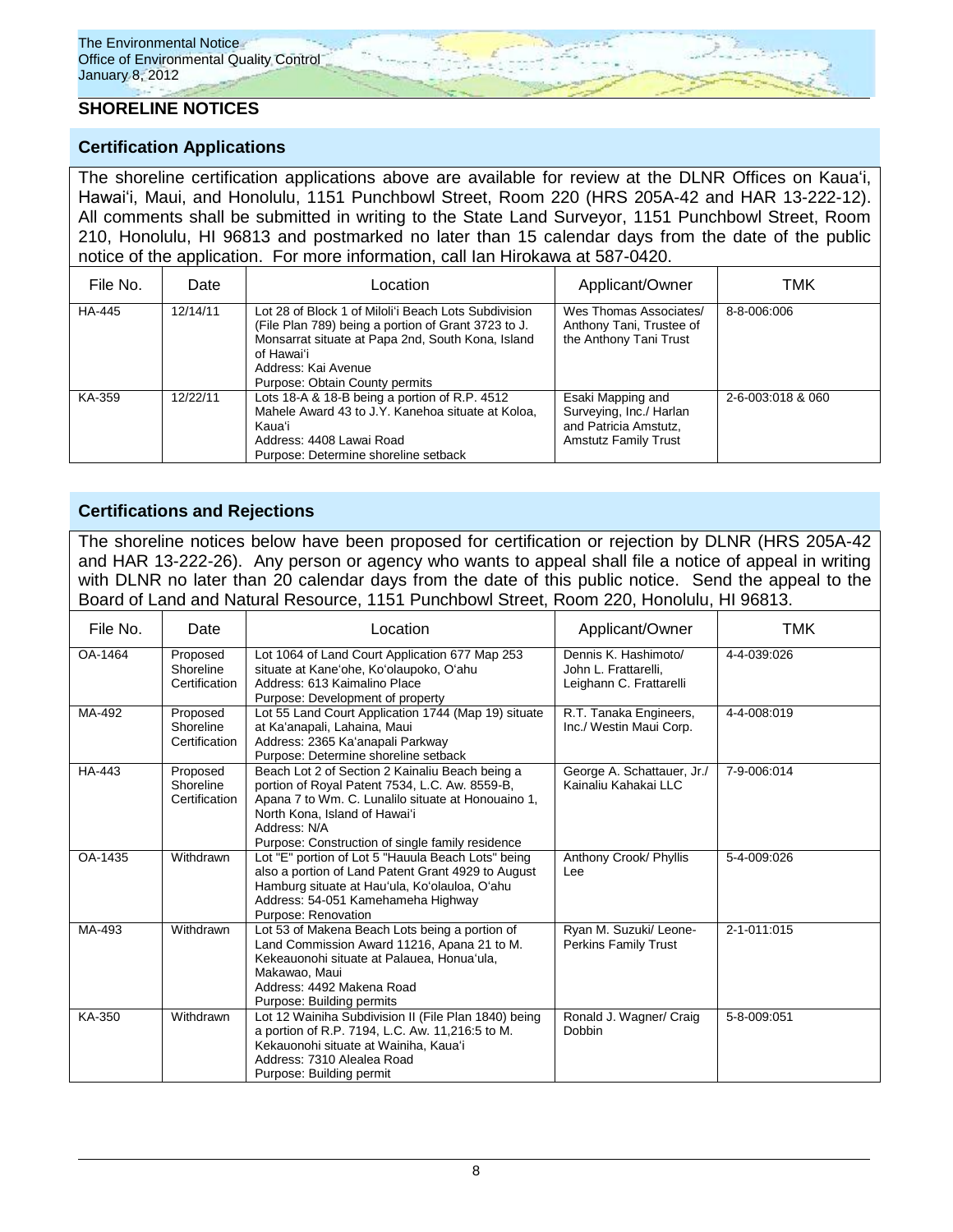## SHORELINE NOTICES

### Certification Applications

The shoreline certification applications above are available for review at the DLNR Offices on Kaua'i, Hawai'i, Maui, and Honolulu, 1151 Punchbowl Street, Room 220 (HRS 205A-42 and HAR 13-222-12). All comments shall be submitted in writing to the State Land Surveyor, 1151 Punchbowl Street, Room 210, Honolulu, HI 96813 and postmarked no later than 15 calendar days from the date of the public notice of the application. For more information, call Ian Hirokawa at 587-0420.

| File No. | Date | Location | Applicant/Owner | TMK |
|---|---|---|---|---|
| HA-445 | 12/14/11 | Lot 28 of Block 1 of Miloli'i Beach Lots Subdivision (File Plan 789) being a portion of Grant 3723 to J. Monsarrat situate at Papa 2nd, South Kona, Island of Hawai'i<br>Address: Kai Avenue<br>Purpose: Obtain County permits | Wes Thomas Associates/ Anthony Tani, Trustee of the Anthony Tani Trust | 8-8-006:006 |
| KA-359 | 12/22/11 | Lots 18-A & 18-B being a portion of R.P. 4512 Mahele Award 43 to J.Y. Kanehoa situate at Koloa, Kaua'i<br>Address: 4408 Lawai Road<br>Purpose: Determine shoreline setback | Esaki Mapping and Surveying, Inc./ Harlan and Patricia Amstutz, Amstutz Family Trust | 2-6-003:018 & 060 |

### Certifications and Rejections

The shoreline notices below have been proposed for certification or rejection by DLNR (HRS 205A-42 and HAR 13-222-26). Any person or agency who wants to appeal shall file a notice of appeal in writing with DLNR no later than 20 calendar days from the date of this public notice. Send the appeal to the Board of Land and Natural Resource, 1151 Punchbowl Street, Room 220, Honolulu, HI 96813.

| File No. | Date | Location | Applicant/Owner | TMK |
|---|---|---|---|---|
| OA-1464 | Proposed Shoreline Certification | Lot 1064 of Land Court Application 677 Map 253 situate at Kane'ohe, Ko'olaupoko, O'ahu<br>Address: 613 Kaimalino Place<br>Purpose: Development of property | Dennis K. Hashimoto/ John L. Frattarelli, Leighann C. Frattarelli | 4-4-039:026 |
| MA-492 | Proposed Shoreline Certification | Lot 55 Land Court Application 1744 (Map 19) situate at Ka'anapali, Lahaina, Maui<br>Address: 2365 Ka'anapali Parkway<br>Purpose: Determine shoreline setback | R.T. Tanaka Engineers, Inc./ Westin Maui Corp. | 4-4-008:019 |
| HA-443 | Proposed Shoreline Certification | Beach Lot 2 of Section 2 Kainaliu Beach being a portion of Royal Patent 7534, L.C. Aw. 8559-B, Apana 7 to Wm. C. Lunalilo situate at Honouaino 1, North Kona, Island of Hawai'i<br>Address: N/A<br>Purpose: Construction of single family residence | George A. Schattauer, Jr./ Kainaliu Kahakai LLC | 7-9-006:014 |
| OA-1435 | Withdrawn | Lot "E" portion of Lot 5 "Hauula Beach Lots" being also a portion of Land Patent Grant 4929 to August Hamburg situate at Hau'ula, Ko'olauloa, O'ahu<br>Address: 54-051 Kamehameha Highway<br>Purpose: Renovation | Anthony Crook/ Phyllis Lee | 5-4-009:026 |
| MA-493 | Withdrawn | Lot 53 of Makena Beach Lots being a portion of Land Commission Award 11216, Apana 21 to M. Kekeauonohi situate at Palauea, Honua'ula, Makawao, Maui<br>Address: 4492 Makena Road<br>Purpose: Building permits | Ryan M. Suzuki/ Leone-Perkins Family Trust | 2-1-011:015 |
| KA-350 | Withdrawn | Lot 12 Wainiha Subdivision II (File Plan 1840) being a portion of R.P. 7194, L.C. Aw. 11,216:5 to M. Kekauonohi situate at Wainiha, Kaua'i<br>Address: 7310 Alealea Road<br>Purpose: Building permit | Ronald J. Wagner/ Craig Dobbin | 5-8-009:051 |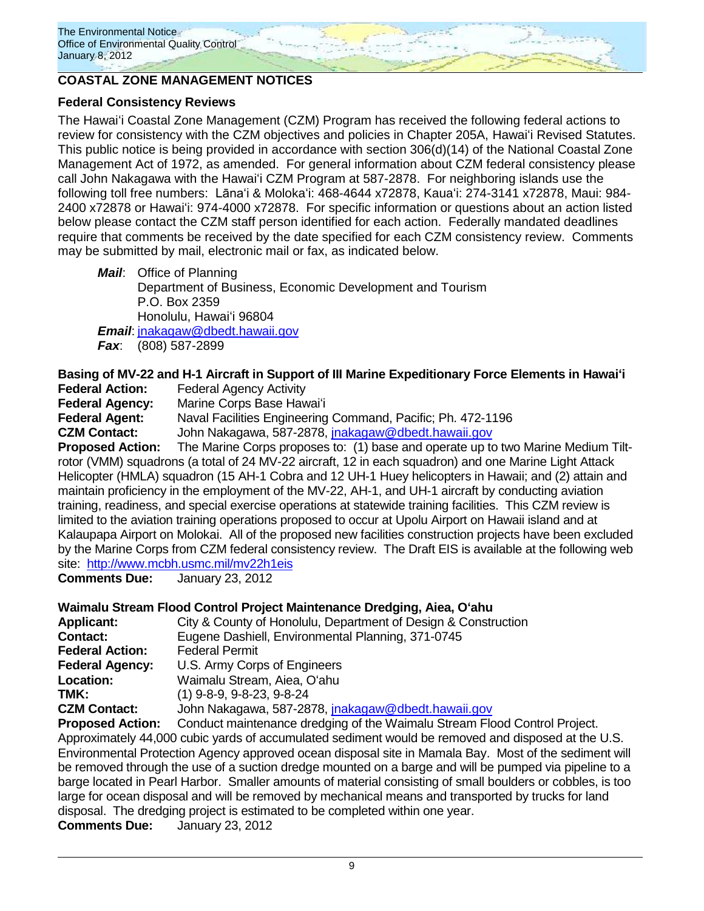## COASTAL ZONE MANAGEMENT NOTICES

### Federal Consistency Reviews

The Hawaiʻi Coastal Zone Management (CZM) Program has received the following federal actions to review for consistency with the CZM objectives and policies in Chapter 205A, Hawaiʻi Revised Statutes. This public notice is being provided in accordance with section 306(d)(14) of the National Coastal Zone Management Act of 1972, as amended. For general information about CZM federal consistency please call John Nakagawa with the Hawaiʻi CZM Program at 587-2878. For neighboring islands use the following toll free numbers: Lānaʻi & Molokaʻi: 468-4644 x72878, Kauaʻi: 274-3141 x72878, Maui: 984-2400 x72878 or Hawaiʻi: 974-4000 x72878. For specific information or questions about an action listed below please contact the CZM staff person identified for each action. Federally mandated deadlines require that comments be received by the date specified for each CZM consistency review. Comments may be submitted by mail, electronic mail or fax, as indicated below.

***Mail***: Office of Planning
Department of Business, Economic Development and Tourism
P.O. Box 2359
Honolulu, Hawaiʻi 96804

***Email***: jnakagaw@dbedt.hawaii.gov

***Fax***: (808) 587-2899

### Basing of MV-22 and H-1 Aircraft in Support of III Marine Expeditionary Force Elements in Hawaiʻi

**Federal Action:** Federal Agency Activity
**Federal Agency:** Marine Corps Base Hawaiʻi
**Federal Agent:** Naval Facilities Engineering Command, Pacific; Ph. 472-1196
**CZM Contact:** John Nakagawa, 587-2878, jnakagaw@dbedt.hawaii.gov
**Proposed Action:** The Marine Corps proposes to: (1) base and operate up to two Marine Medium Tilt-rotor (VMM) squadrons (a total of 24 MV-22 aircraft, 12 in each squadron) and one Marine Light Attack Helicopter (HMLA) squadron (15 AH-1 Cobra and 12 UH-1 Huey helicopters in Hawaii; and (2) attain and maintain proficiency in the employment of the MV-22, AH-1, and UH-1 aircraft by conducting aviation training, readiness, and special exercise operations at statewide training facilities. This CZM review is limited to the aviation training operations proposed to occur at Upolu Airport on Hawaii island and at Kalaupapa Airport on Molokai. All of the proposed new facilities construction projects have been excluded by the Marine Corps from CZM federal consistency review. The Draft EIS is available at the following web site: http://www.mcbh.usmc.mil/mv22h1eis
**Comments Due:** January 23, 2012

### Waimalu Stream Flood Control Project Maintenance Dredging, Aiea, Oʻahu

**Applicant:** City & County of Honolulu, Department of Design & Construction
**Contact:** Eugene Dashiell, Environmental Planning, 371-0745
**Federal Action:** Federal Permit
**Federal Agency:** U.S. Army Corps of Engineers
**Location:** Waimalu Stream, Aiea, Oʻahu
**TMK:** (1) 9-8-9, 9-8-23, 9-8-24
**CZM Contact:** John Nakagawa, 587-2878, jnakagaw@dbedt.hawaii.gov
**Proposed Action:** Conduct maintenance dredging of the Waimalu Stream Flood Control Project. Approximately 44,000 cubic yards of accumulated sediment would be removed and disposed at the U.S. Environmental Protection Agency approved ocean disposal site in Mamala Bay. Most of the sediment will be removed through the use of a suction dredge mounted on a barge and will be pumped via pipeline to a barge located in Pearl Harbor. Smaller amounts of material consisting of small boulders or cobbles, is too large for ocean disposal and will be removed by mechanical means and transported by trucks for land disposal. The dredging project is estimated to be completed within one year.
**Comments Due:** January 23, 2012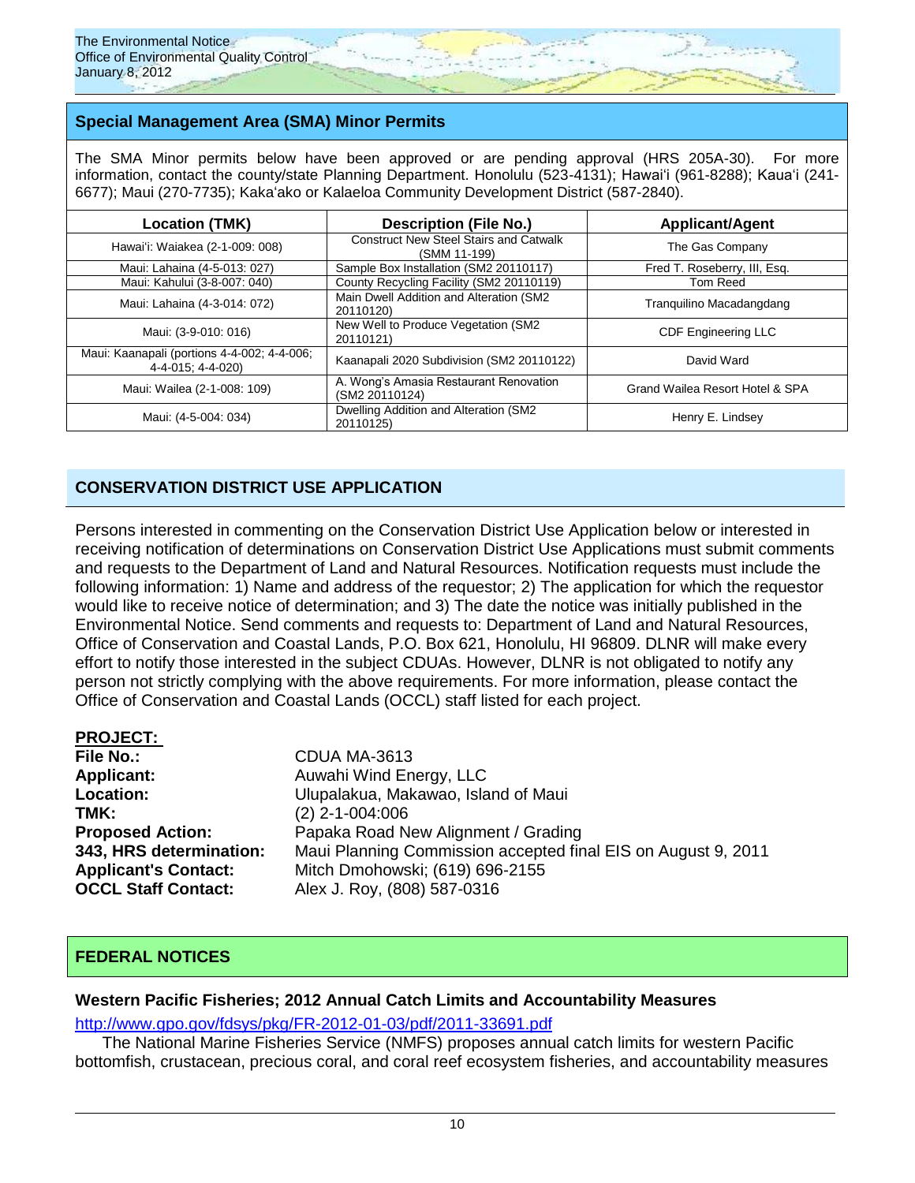## Special Management Area (SMA) Minor Permits

The SMA Minor permits below have been approved or are pending approval (HRS 205A-30). For more information, contact the county/state Planning Department. Honolulu (523-4131); Hawai'i (961-8288); Kaua'i (241-6677); Maui (270-7735); Kaka'ako or Kalaeloa Community Development District (587-2840).

| Location (TMK) | Description (File No.) | Applicant/Agent |
|---|---|---|
| Hawai'i: Waiakea (2-1-009: 008) | Construct New Steel Stairs and Catwalk (SMM 11-199) | The Gas Company |
| Maui: Lahaina (4-5-013: 027) | Sample Box Installation (SM2 20110117) | Fred T. Roseberry, III, Esq. |
| Maui: Kahului (3-8-007: 040) | County Recycling Facility (SM2 20110119) | Tom Reed |
| Maui: Lahaina (4-3-014: 072) | Main Dwell Addition and Alteration (SM2 20110120) | Tranquilino Macadangdang |
| Maui: (3-9-010: 016) | New Well to Produce Vegetation (SM2 20110121) | CDF Engineering LLC |
| Maui: Kaanapali (portions 4-4-002; 4-4-006; 4-4-015; 4-4-020) | Kaanapali 2020 Subdivision (SM2 20110122) | David Ward |
| Maui: Wailea (2-1-008: 109) | A. Wong's Amasia Restaurant Renovation (SM2 20110124) | Grand Wailea Resort Hotel & SPA |
| Maui: (4-5-004: 034) | Dwelling Addition and Alteration (SM2 20110125) | Henry E. Lindsey |

## CONSERVATION DISTRICT USE APPLICATION

Persons interested in commenting on the Conservation District Use Application below or interested in receiving notification of determinations on Conservation District Use Applications must submit comments and requests to the Department of Land and Natural Resources. Notification requests must include the following information: 1) Name and address of the requestor; 2) The application for which the requestor would like to receive notice of determination; and 3) The date the notice was initially published in the Environmental Notice. Send comments and requests to: Department of Land and Natural Resources, Office of Conservation and Coastal Lands, P.O. Box 621, Honolulu, HI 96809. DLNR will make every effort to notify those interested in the subject CDUAs. However, DLNR is not obligated to notify any person not strictly complying with the above requirements. For more information, please contact the Office of Conservation and Coastal Lands (OCCL) staff listed for each project.

**PROJECT:**

**File No.:** CDUA MA-3613
**Applicant:** Auwahi Wind Energy, LLC
**Location:** Ulupalakua, Makawao, Island of Maui
**TMK:** (2) 2-1-004:006
**Proposed Action:** Papaka Road New Alignment / Grading
**343, HRS determination:** Maui Planning Commission accepted final EIS on August 9, 2011
**Applicant's Contact:** Mitch Dmohowski; (619) 696-2155
**OCCL Staff Contact:** Alex J. Roy, (808) 587-0316

## FEDERAL NOTICES

### Western Pacific Fisheries; 2012 Annual Catch Limits and Accountability Measures

http://www.gpo.gov/fdsys/pkg/FR-2012-01-03/pdf/2011-33691.pdf

The National Marine Fisheries Service (NMFS) proposes annual catch limits for western Pacific bottomfish, crustacean, precious coral, and coral reef ecosystem fisheries, and accountability measures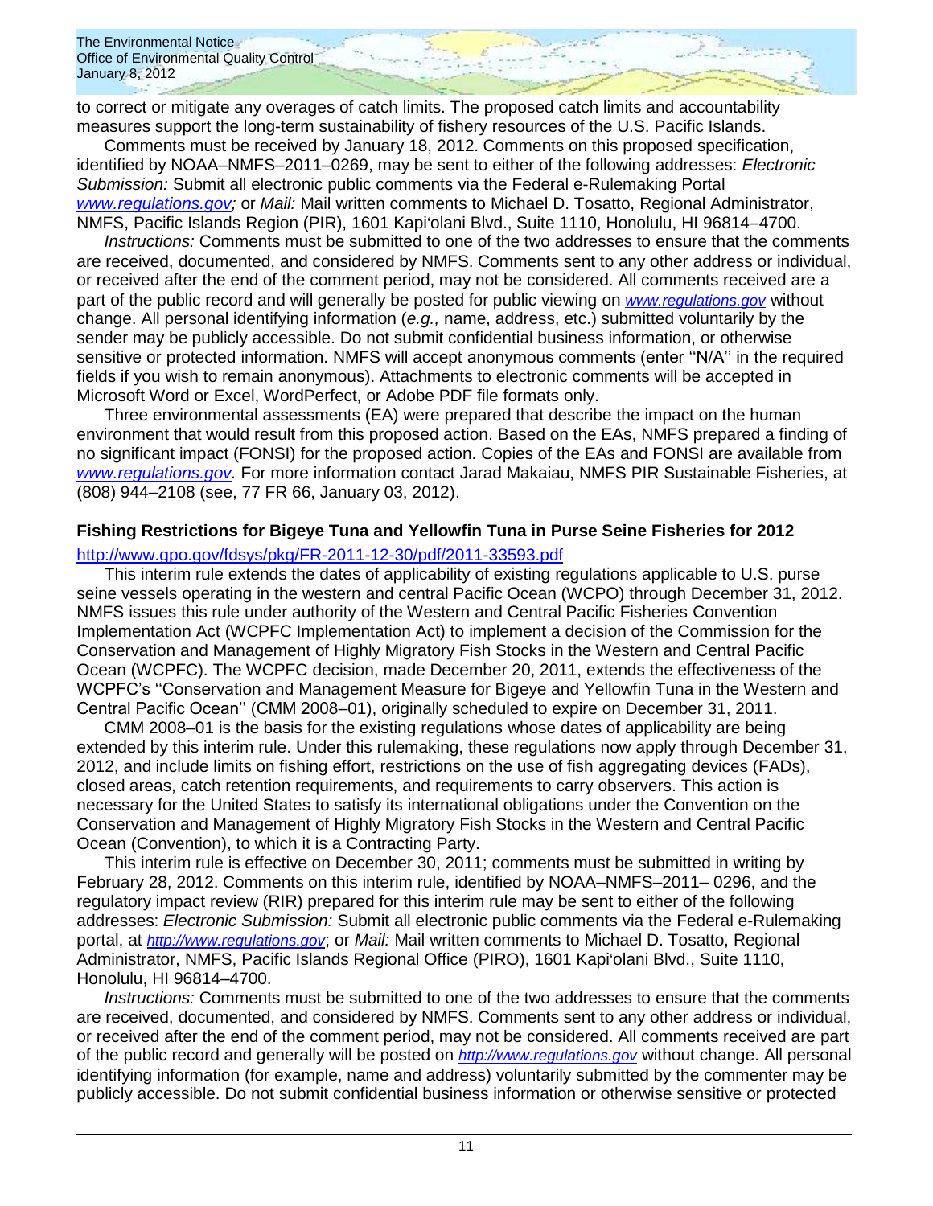to correct or mitigate any overages of catch limits. The proposed catch limits and accountability measures support the long-term sustainability of fishery resources of the U.S. Pacific Islands.

Comments must be received by January 18, 2012. Comments on this proposed specification, identified by NOAA–NMFS–2011–0269, may be sent to either of the following addresses: *Electronic Submission:* Submit all electronic public comments via the Federal e-Rulemaking Portal *www.regulations.gov;* or *Mail:* Mail written comments to Michael D. Tosatto, Regional Administrator, NMFS, Pacific Islands Region (PIR), 1601 Kapiʻolani Blvd., Suite 1110, Honolulu, HI 96814–4700.

*Instructions:* Comments must be submitted to one of the two addresses to ensure that the comments are received, documented, and considered by NMFS. Comments sent to any other address or individual, or received after the end of the comment period, may not be considered. All comments received are a part of the public record and will generally be posted for public viewing on *www.regulations.gov* without change. All personal identifying information (*e.g.,* name, address, etc.) submitted voluntarily by the sender may be publicly accessible. Do not submit confidential business information, or otherwise sensitive or protected information. NMFS will accept anonymous comments (enter ''N/A'' in the required fields if you wish to remain anonymous). Attachments to electronic comments will be accepted in Microsoft Word or Excel, WordPerfect, or Adobe PDF file formats only.

Three environmental assessments (EA) were prepared that describe the impact on the human environment that would result from this proposed action. Based on the EAs, NMFS prepared a finding of no significant impact (FONSI) for the proposed action. Copies of the EAs and FONSI are available from *www.regulations.gov.* For more information contact Jarad Makaiau, NMFS PIR Sustainable Fisheries, at (808) 944–2108 (see, 77 FR 66, January 03, 2012).

**Fishing Restrictions for Bigeye Tuna and Yellowfin Tuna in Purse Seine Fisheries for 2012**

http://www.gpo.gov/fdsys/pkg/FR-2011-12-30/pdf/2011-33593.pdf

This interim rule extends the dates of applicability of existing regulations applicable to U.S. purse seine vessels operating in the western and central Pacific Ocean (WCPO) through December 31, 2012. NMFS issues this rule under authority of the Western and Central Pacific Fisheries Convention Implementation Act (WCPFC Implementation Act) to implement a decision of the Commission for the Conservation and Management of Highly Migratory Fish Stocks in the Western and Central Pacific Ocean (WCPFC). The WCPFC decision, made December 20, 2011, extends the effectiveness of the WCPFC's ''Conservation and Management Measure for Bigeye and Yellowfin Tuna in the Western and Central Pacific Ocean'' (CMM 2008–01), originally scheduled to expire on December 31, 2011.

CMM 2008–01 is the basis for the existing regulations whose dates of applicability are being extended by this interim rule. Under this rulemaking, these regulations now apply through December 31, 2012, and include limits on fishing effort, restrictions on the use of fish aggregating devices (FADs), closed areas, catch retention requirements, and requirements to carry observers. This action is necessary for the United States to satisfy its international obligations under the Convention on the Conservation and Management of Highly Migratory Fish Stocks in the Western and Central Pacific Ocean (Convention), to which it is a Contracting Party.

This interim rule is effective on December 30, 2011; comments must be submitted in writing by February 28, 2012. Comments on this interim rule, identified by NOAA–NMFS–2011– 0296, and the regulatory impact review (RIR) prepared for this interim rule may be sent to either of the following addresses: *Electronic Submission:* Submit all electronic public comments via the Federal e-Rulemaking portal, at *http://www.regulations.gov*; or *Mail:* Mail written comments to Michael D. Tosatto, Regional Administrator, NMFS, Pacific Islands Regional Office (PIRO), 1601 Kapiʻolani Blvd., Suite 1110, Honolulu, HI 96814–4700.

*Instructions:* Comments must be submitted to one of the two addresses to ensure that the comments are received, documented, and considered by NMFS. Comments sent to any other address or individual, or received after the end of the comment period, may not be considered. All comments received are part of the public record and generally will be posted on *http://www.regulations.gov* without change. All personal identifying information (for example, name and address) voluntarily submitted by the commenter may be publicly accessible. Do not submit confidential business information or otherwise sensitive or protected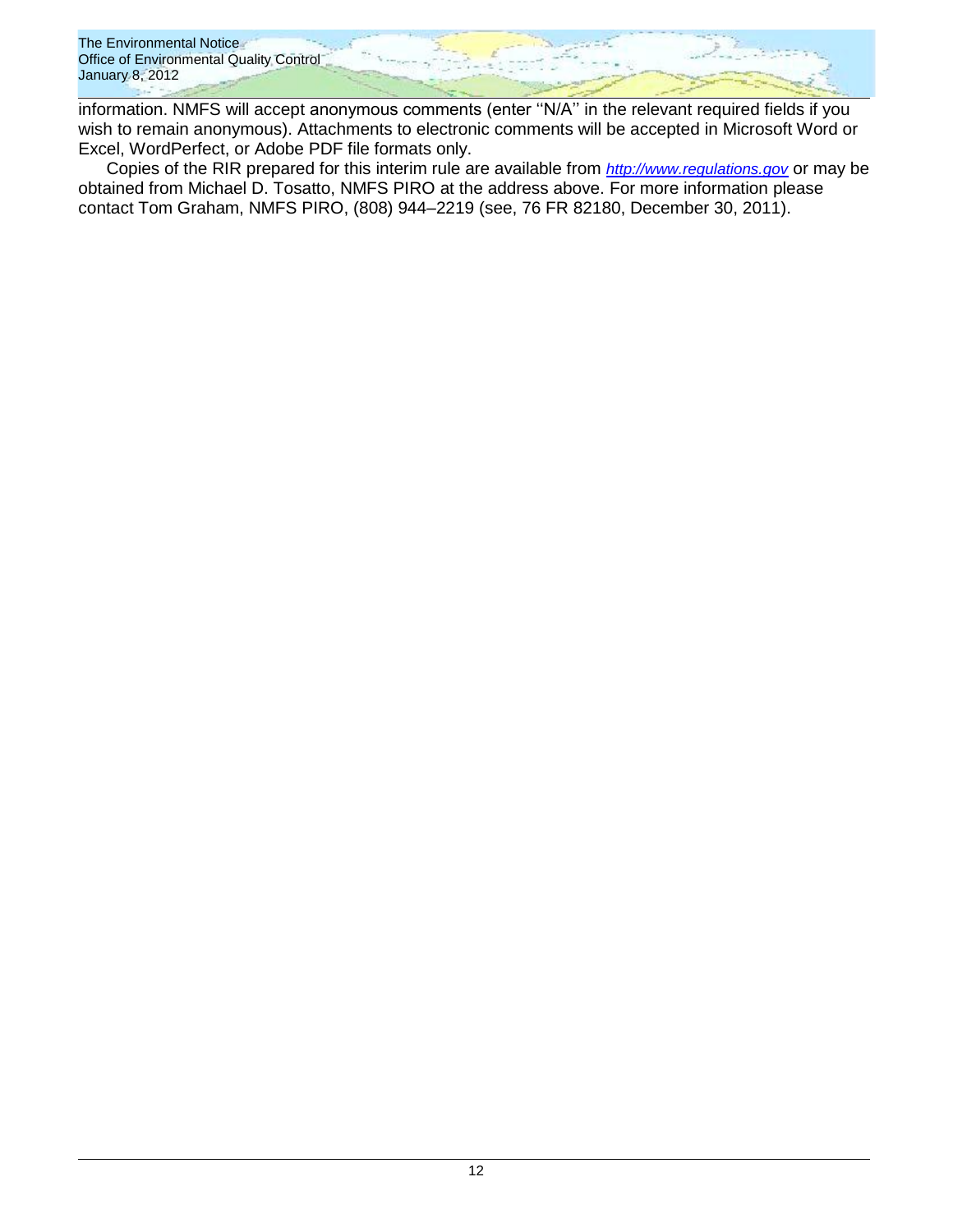information. NMFS will accept anonymous comments (enter ''N/A'' in the relevant required fields if you wish to remain anonymous). Attachments to electronic comments will be accepted in Microsoft Word or Excel, WordPerfect, or Adobe PDF file formats only.

Copies of the RIR prepared for this interim rule are available from *http://www.regulations.gov* or may be obtained from Michael D. Tosatto, NMFS PIRO at the address above. For more information please contact Tom Graham, NMFS PIRO, (808) 944–2219 (see, 76 FR 82180, December 30, 2011).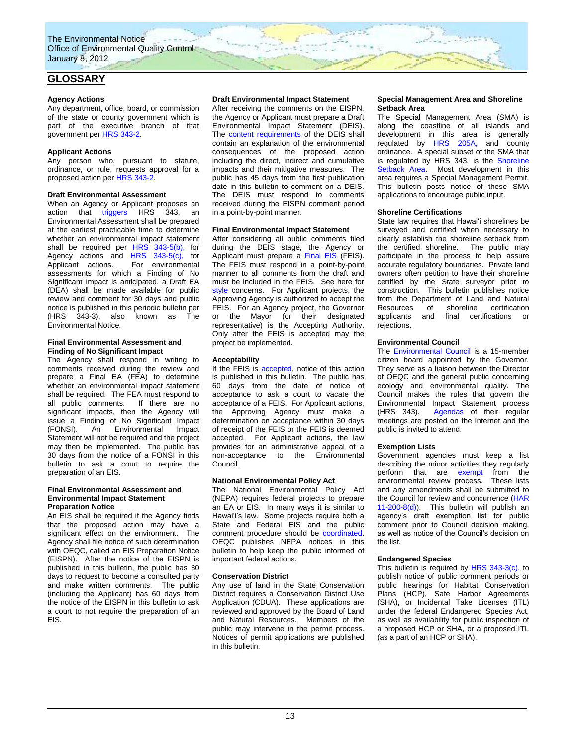## GLOSSARY

### Agency Actions

Any department, office, board, or commission of the state or county government which is part of the executive branch of that government per HRS 343-2.

### Applicant Actions

Any person who, pursuant to statute, ordinance, or rule, requests approval for a proposed action per HRS 343-2.

### Draft Environmental Assessment

When an Agency or Applicant proposes an action that triggers HRS 343, an Environmental Assessment shall be prepared at the earliest practicable time to determine whether an environmental impact statement shall be required per HRS 343-5(b), for Agency actions and HRS 343-5(c), for Applicant actions. For environmental assessments for which a Finding of No Significant Impact is anticipated, a Draft EA (DEA) shall be made available for public review and comment for 30 days and public notice is published in this periodic bulletin per (HRS 343-3), also known as The Environmental Notice.

### Final Environmental Assessment and Finding of No Significant Impact

The Agency shall respond in writing to comments received during the review and prepare a Final EA (FEA) to determine whether an environmental impact statement shall be required. The FEA must respond to all public comments. If there are no significant impacts, then the Agency will issue a Finding of No Significant Impact (FONSI). An Environmental Impact Statement will not be required and the project may then be implemented. The public has 30 days from the notice of a FONSI in this bulletin to ask a court to require the preparation of an EIS.

### Final Environmental Assessment and Environmental Impact Statement Preparation Notice

An EIS shall be required if the Agency finds that the proposed action may have a significant effect on the environment. The Agency shall file notice of such determination with OEQC, called an EIS Preparation Notice (EISPN). After the notice of the EISPN is published in this bulletin, the public has 30 days to request to become a consulted party and make written comments. The public (including the Applicant) has 60 days from the notice of the EISPN in this bulletin to ask a court to not require the preparation of an EIS.

### Draft Environmental Impact Statement

After receiving the comments on the EISPN, the Agency or Applicant must prepare a Draft Environmental Impact Statement (DEIS). The content requirements of the DEIS shall contain an explanation of the environmental consequences of the proposed action including the direct, indirect and cumulative impacts and their mitigative measures. The public has 45 days from the first publication date in this bulletin to comment on a DEIS. The DEIS must respond to comments received during the EISPN comment period in a point-by-point manner.

### Final Environmental Impact Statement

After considering all public comments filed during the DEIS stage, the Agency or Applicant must prepare a Final EIS (FEIS). The FEIS must respond in a point-by-point manner to all comments from the draft and must be included in the FEIS. See here for style concerns. For Applicant projects, the Approving Agency is authorized to accept the FEIS. For an Agency project, the Governor or the Mayor (or their designated representative) is the Accepting Authority. Only after the FEIS is accepted may the project be implemented.

### Acceptability

If the FEIS is accepted, notice of this action is published in this bulletin. The public has 60 days from the date of notice of acceptance to ask a court to vacate the acceptance of a FEIS. For Applicant actions, the Approving Agency must make a determination on acceptance within 30 days of receipt of the FEIS or the FEIS is deemed accepted. For Applicant actions, the law provides for an administrative appeal of a non-acceptance to the Environmental Council.

### National Environmental Policy Act

The National Environmental Policy Act (NEPA) requires federal projects to prepare an EA or EIS. In many ways it is similar to Hawai'i's law. Some projects require both a State and Federal EIS and the public comment procedure should be coordinated. OEQC publishes NEPA notices in this bulletin to help keep the public informed of important federal actions.

### Conservation District

Any use of land in the State Conservation District requires a Conservation District Use Application (CDUA). These applications are reviewed and approved by the Board of Land and Natural Resources. Members of the public may intervene in the permit process. Notices of permit applications are published in this bulletin.

### Special Management Area and Shoreline Setback Area

The Special Management Area (SMA) is along the coastline of all islands and development in this area is generally regulated by HRS 205A, and county ordinance. A special subset of the SMA that is regulated by HRS 343, is the Shoreline Setback Area. Most development in this area requires a Special Management Permit. This bulletin posts notice of these SMA applications to encourage public input.

### Shoreline Certifications

State law requires that Hawai'i shorelines be surveyed and certified when necessary to clearly establish the shoreline setback from the certified shoreline. The public may participate in the process to help assure accurate regulatory boundaries. Private land owners often petition to have their shoreline certified by the State surveyor prior to construction. This bulletin publishes notice from the Department of Land and Natural Resources of shoreline certification applicants and final certifications or rejections.

### Environmental Council

The Environmental Council is a 15-member citizen board appointed by the Governor. They serve as a liaison between the Director of OEQC and the general public concerning ecology and environmental quality. The Council makes the rules that govern the Environmental Impact Statement process (HRS 343). Agendas of their regular meetings are posted on the Internet and the public is invited to attend.

### Exemption Lists

Government agencies must keep a list describing the minor activities they regularly perform that are exempt from the environmental review process. These lists and any amendments shall be submitted to the Council for review and concurrence (HAR 11-200-8(d)). This bulletin will publish an agency's draft exemption list for public comment prior to Council decision making, as well as notice of the Council's decision on the list.

### Endangered Species

This bulletin is required by HRS 343-3(c), to publish notice of public comment periods or public hearings for Habitat Conservation Plans (HCP), Safe Harbor Agreements (SHA), or Incidental Take Licenses (ITL) under the federal Endangered Species Act, as well as availability for public inspection of a proposed HCP or SHA, or a proposed ITL (as a part of an HCP or SHA).